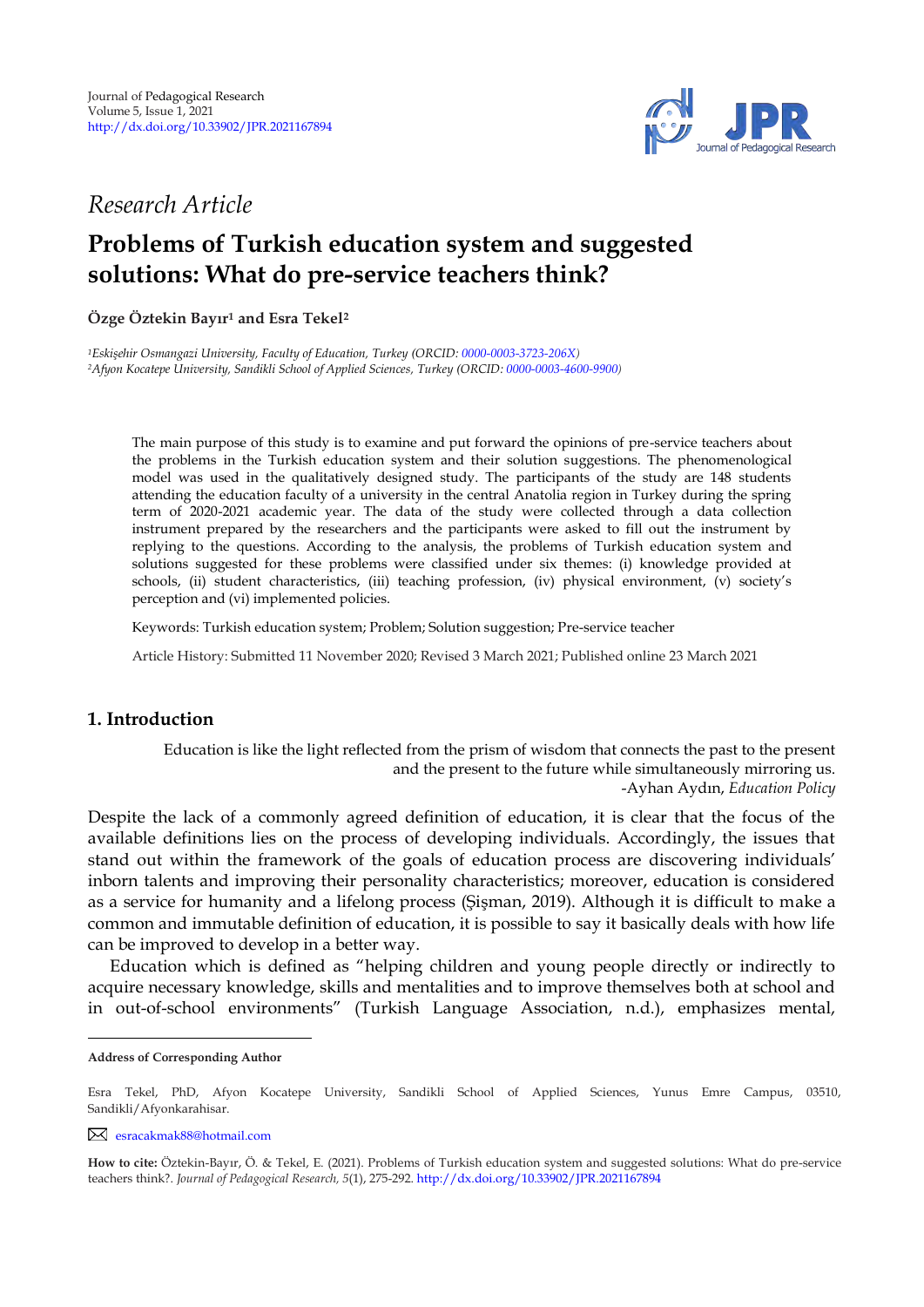*Research Article*

# Problems of Turkish education system and suggested solutions: What do pre-service teachers think?

**Özge Öztekin Bayır[1] and Esra Tekel[2]**

[1]*Eskişehir Osmangazi University, Faculty of Education, Turkey (ORCID: 0000-0003-3723-206X)*
[2]*Afyon Kocatepe University, Sandikli School of Applied Sciences, Turkey (ORCID: 0000-0003-4600-9900)*

The main purpose of this study is to examine and put forward the opinions of pre-service teachers about the problems in the Turkish education system and their solution suggestions. The phenomenological model was used in the qualitatively designed study. The participants of the study are 148 students attending the education faculty of a university in the central Anatolia region in Turkey during the spring term of 2020-2021 academic year. The data of the study were collected through a data collection instrument prepared by the researchers and the participants were asked to fill out the instrument by replying to the questions. According to the analysis, the problems of Turkish education system and solutions suggested for these problems were classified under six themes: (i) knowledge provided at schools, (ii) student characteristics, (iii) teaching profession, (iv) physical environment, (v) society's perception and (vi) implemented policies.

Keywords: Turkish education system; Problem; Solution suggestion; Pre-service teacher

Article History: Submitted 11 November 2020; Revised 3 March 2021; Published online 23 March 2021

## 1. Introduction

> Education is like the light reflected from the prism of wisdom that connects the past to the present and the present to the future while simultaneously mirroring us.
> -Ayhan Aydın, *Education Policy*

Despite the lack of a commonly agreed definition of education, it is clear that the focus of the available definitions lies on the process of developing individuals. Accordingly, the issues that stand out within the framework of the goals of education process are discovering individuals' inborn talents and improving their personality characteristics; moreover, education is considered as a service for humanity and a lifelong process (Şişman, 2019). Although it is difficult to make a common and immutable definition of education, it is possible to say it basically deals with how life can be improved to develop in a better way.

Education which is defined as "helping children and young people directly or indirectly to acquire necessary knowledge, skills and mentalities and to improve themselves both at school and in out-of-school environments" (Turkish Language Association, n.d.), emphasizes mental,

---

**Address of Corresponding Author**

Esra Tekel, PhD, Afyon Kocatepe University, Sandikli School of Applied Sciences, Yunus Emre Campus, 03510, Sandikli/Afyonkarahisar.

esracakmak88@hotmail.com

**How to cite:** Öztekin-Bayır, Ö. & Tekel, E. (2021). Problems of Turkish education system and suggested solutions: What do pre-service teachers think?. *Journal of Pedagogical Research, 5*(1), 275-292. http://dx.doi.org/10.33902/JPR.2021167894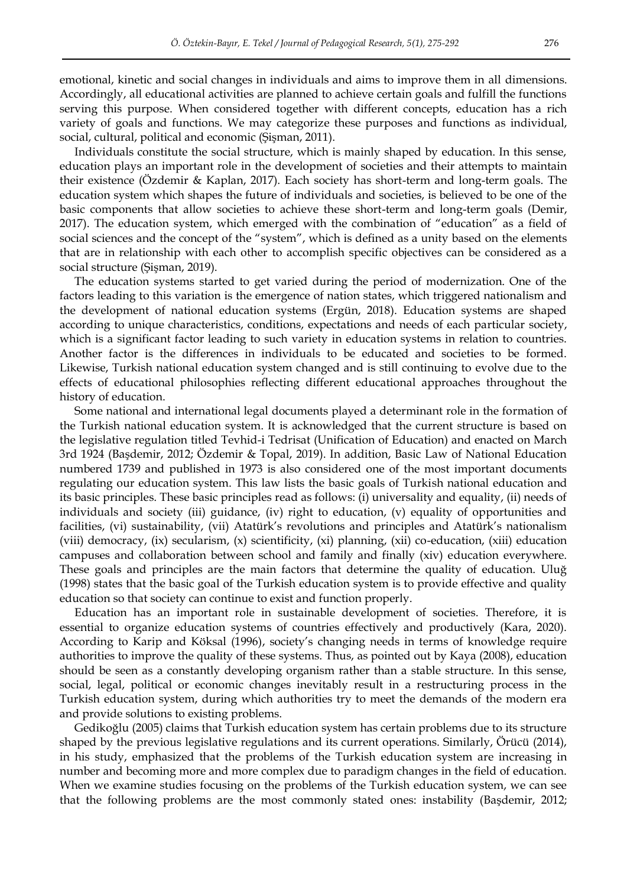emotional, kinetic and social changes in individuals and aims to improve them in all dimensions. Accordingly, all educational activities are planned to achieve certain goals and fulfill the functions serving this purpose. When considered together with different concepts, education has a rich variety of goals and functions. We may categorize these purposes and functions as individual, social, cultural, political and economic (Şişman, 2011).

Individuals constitute the social structure, which is mainly shaped by education. In this sense, education plays an important role in the development of societies and their attempts to maintain their existence (Özdemir & Kaplan, 2017). Each society has short-term and long-term goals. The education system which shapes the future of individuals and societies, is believed to be one of the basic components that allow societies to achieve these short-term and long-term goals (Demir, 2017). The education system, which emerged with the combination of "education" as a field of social sciences and the concept of the "system", which is defined as a unity based on the elements that are in relationship with each other to accomplish specific objectives can be considered as a social structure (Şişman, 2019).

The education systems started to get varied during the period of modernization. One of the factors leading to this variation is the emergence of nation states, which triggered nationalism and the development of national education systems (Ergün, 2018). Education systems are shaped according to unique characteristics, conditions, expectations and needs of each particular society, which is a significant factor leading to such variety in education systems in relation to countries. Another factor is the differences in individuals to be educated and societies to be formed. Likewise, Turkish national education system changed and is still continuing to evolve due to the effects of educational philosophies reflecting different educational approaches throughout the history of education.

Some national and international legal documents played a determinant role in the formation of the Turkish national education system. It is acknowledged that the current structure is based on the legislative regulation titled Tevhid-i Tedrisat (Unification of Education) and enacted on March 3rd 1924 (Başdemir, 2012; Özdemir & Topal, 2019). In addition, Basic Law of National Education numbered 1739 and published in 1973 is also considered one of the most important documents regulating our education system. This law lists the basic goals of Turkish national education and its basic principles. These basic principles read as follows: (i) universality and equality, (ii) needs of individuals and society (iii) guidance, (iv) right to education, (v) equality of opportunities and facilities, (vi) sustainability, (vii) Atatürk's revolutions and principles and Atatürk's nationalism (viii) democracy, (ix) secularism, (x) scientificity, (xi) planning, (xii) co-education, (xiii) education campuses and collaboration between school and family and finally (xiv) education everywhere. These goals and principles are the main factors that determine the quality of education. Uluğ (1998) states that the basic goal of the Turkish education system is to provide effective and quality education so that society can continue to exist and function properly.

Education has an important role in sustainable development of societies. Therefore, it is essential to organize education systems of countries effectively and productively (Kara, 2020). According to Karip and Köksal (1996), society's changing needs in terms of knowledge require authorities to improve the quality of these systems. Thus, as pointed out by Kaya (2008), education should be seen as a constantly developing organism rather than a stable structure. In this sense, social, legal, political or economic changes inevitably result in a restructuring process in the Turkish education system, during which authorities try to meet the demands of the modern era and provide solutions to existing problems.

Gedikoğlu (2005) claims that Turkish education system has certain problems due to its structure shaped by the previous legislative regulations and its current operations. Similarly, Örücü (2014), in his study, emphasized that the problems of the Turkish education system are increasing in number and becoming more and more complex due to paradigm changes in the field of education. When we examine studies focusing on the problems of the Turkish education system, we can see that the following problems are the most commonly stated ones: instability (Başdemir, 2012;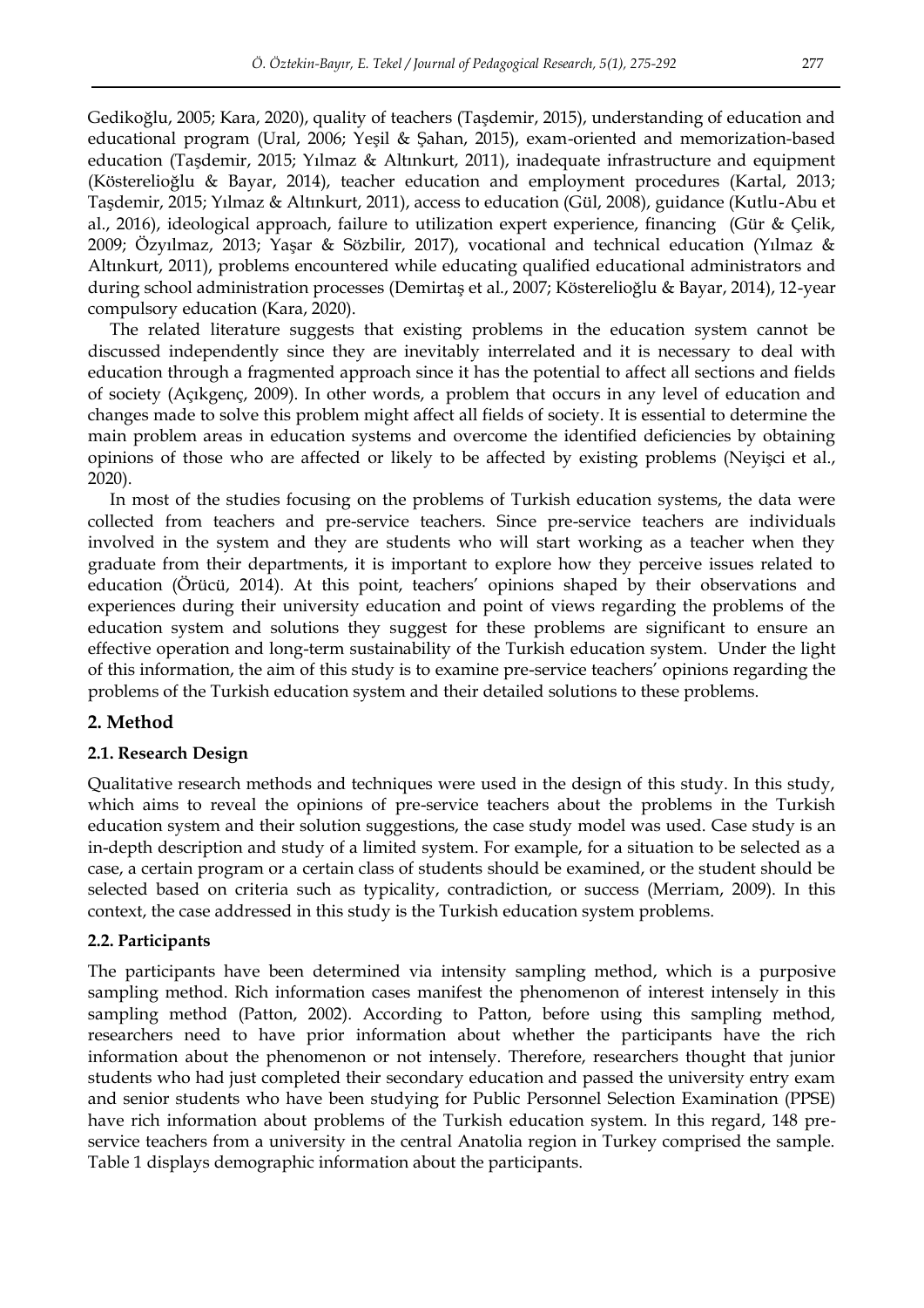Gedikoğlu, 2005; Kara, 2020), quality of teachers (Taşdemir, 2015), understanding of education and educational program (Ural, 2006; Yeşil & Şahan, 2015), exam-oriented and memorization-based education (Taşdemir, 2015; Yılmaz & Altınkurt, 2011), inadequate infrastructure and equipment (Kösterelioğlu & Bayar, 2014), teacher education and employment procedures (Kartal, 2013; Taşdemir, 2015; Yılmaz & Altınkurt, 2011), access to education (Gül, 2008), guidance (Kutlu-Abu et al., 2016), ideological approach, failure to utilization expert experience, financing (Gür & Çelik, 2009; Özyılmaz, 2013; Yaşar & Sözbilir, 2017), vocational and technical education (Yılmaz & Altınkurt, 2011), problems encountered while educating qualified educational administrators and during school administration processes (Demirtaş et al., 2007; Kösterelioğlu & Bayar, 2014), 12-year compulsory education (Kara, 2020).

The related literature suggests that existing problems in the education system cannot be discussed independently since they are inevitably interrelated and it is necessary to deal with education through a fragmented approach since it has the potential to affect all sections and fields of society (Açıkgenç, 2009). In other words, a problem that occurs in any level of education and changes made to solve this problem might affect all fields of society. It is essential to determine the main problem areas in education systems and overcome the identified deficiencies by obtaining opinions of those who are affected or likely to be affected by existing problems (Neyişci et al., 2020).

In most of the studies focusing on the problems of Turkish education systems, the data were collected from teachers and pre-service teachers. Since pre-service teachers are individuals involved in the system and they are students who will start working as a teacher when they graduate from their departments, it is important to explore how they perceive issues related to education (Örücü, 2014). At this point, teachers' opinions shaped by their observations and experiences during their university education and point of views regarding the problems of the education system and solutions they suggest for these problems are significant to ensure an effective operation and long-term sustainability of the Turkish education system. Under the light of this information, the aim of this study is to examine pre-service teachers' opinions regarding the problems of the Turkish education system and their detailed solutions to these problems.

## 2. Method

### 2.1. Research Design

Qualitative research methods and techniques were used in the design of this study. In this study, which aims to reveal the opinions of pre-service teachers about the problems in the Turkish education system and their solution suggestions, the case study model was used. Case study is an in-depth description and study of a limited system. For example, for a situation to be selected as a case, a certain program or a certain class of students should be examined, or the student should be selected based on criteria such as typicality, contradiction, or success (Merriam, 2009). In this context, the case addressed in this study is the Turkish education system problems.

### 2.2. Participants

The participants have been determined via intensity sampling method, which is a purposive sampling method. Rich information cases manifest the phenomenon of interest intensely in this sampling method (Patton, 2002). According to Patton, before using this sampling method, researchers need to have prior information about whether the participants have the rich information about the phenomenon or not intensely. Therefore, researchers thought that junior students who had just completed their secondary education and passed the university entry exam and senior students who have been studying for Public Personnel Selection Examination (PPSE) have rich information about problems of the Turkish education system. In this regard, 148 pre-service teachers from a university in the central Anatolia region in Turkey comprised the sample. Table 1 displays demographic information about the participants.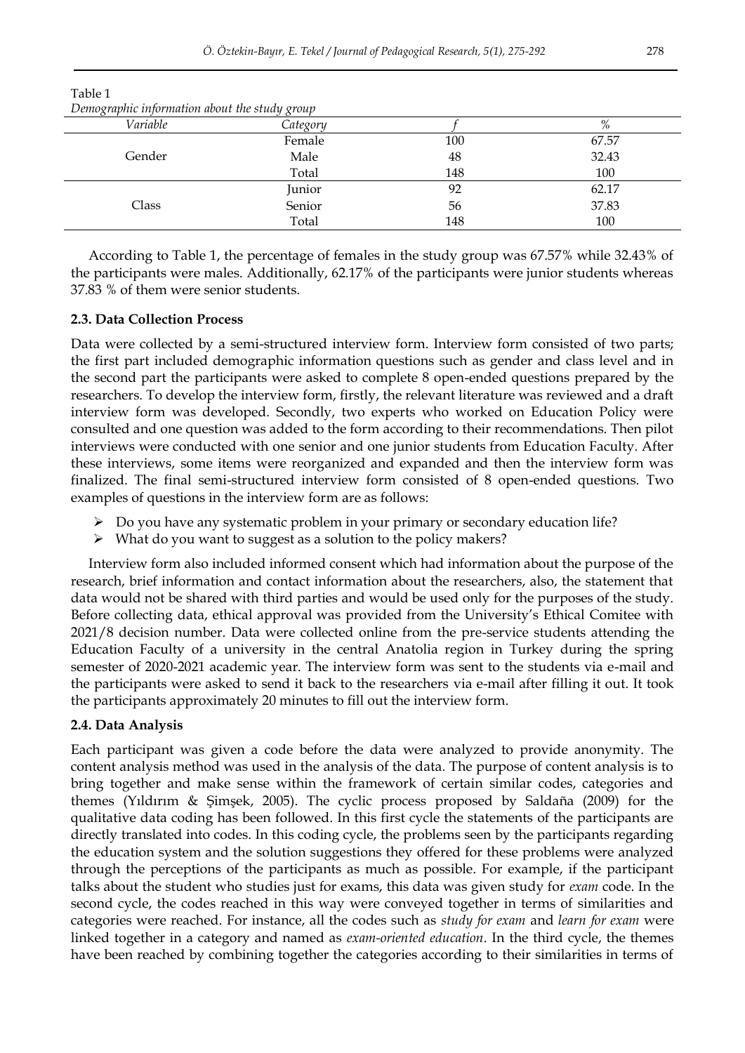Table 1
*Demographic information about the study group*

| *Variable* | *Category* | *f* | *%* |
|---|---|---|---|
| Gender | Female | 100 | 67.57 |
| | Male | 48 | 32.43 |
| | Total | 148 | 100 |
| Class | Junior | 92 | 62.17 |
| | Senior | 56 | 37.83 |
| | Total | 148 | 100 |

According to Table 1, the percentage of females in the study group was 67.57% while 32.43% of the participants were males. Additionally, 62.17% of the participants were junior students whereas 37.83 % of them were senior students.

### 2.3. Data Collection Process

Data were collected by a semi-structured interview form. Interview form consisted of two parts; the first part included demographic information questions such as gender and class level and in the second part the participants were asked to complete 8 open-ended questions prepared by the researchers. To develop the interview form, firstly, the relevant literature was reviewed and a draft interview form was developed. Secondly, two experts who worked on Education Policy were consulted and one question was added to the form according to their recommendations. Then pilot interviews were conducted with one senior and one junior students from Education Faculty. After these interviews, some items were reorganized and expanded and then the interview form was finalized. The final semi-structured interview form consisted of 8 open-ended questions. Two examples of questions in the interview form are as follows:

- Do you have any systematic problem in your primary or secondary education life?
- What do you want to suggest as a solution to the policy makers?

Interview form also included informed consent which had information about the purpose of the research, brief information and contact information about the researchers, also, the statement that data would not be shared with third parties and would be used only for the purposes of the study. Before collecting data, ethical approval was provided from the University's Ethical Comitee with 2021/8 decision number. Data were collected online from the pre-service students attending the Education Faculty of a university in the central Anatolia region in Turkey during the spring semester of 2020-2021 academic year. The interview form was sent to the students via e-mail and the participants were asked to send it back to the researchers via e-mail after filling it out. It took the participants approximately 20 minutes to fill out the interview form.

### 2.4. Data Analysis

Each participant was given a code before the data were analyzed to provide anonymity. The content analysis method was used in the analysis of the data. The purpose of content analysis is to bring together and make sense within the framework of certain similar codes, categories and themes (Yıldırım & Şimşek, 2005). The cyclic process proposed by Saldaña (2009) for the qualitative data coding has been followed. In this first cycle the statements of the participants are directly translated into codes. In this coding cycle, the problems seen by the participants regarding the education system and the solution suggestions they offered for these problems were analyzed through the perceptions of the participants as much as possible. For example, if the participant talks about the student who studies just for exams, this data was given study for *exam* code. In the second cycle, the codes reached in this way were conveyed together in terms of similarities and categories were reached. For instance, all the codes such as *study for exam* and *learn for exam* were linked together in a category and named as *exam-oriented education*. In the third cycle, the themes have been reached by combining together the categories according to their similarities in terms of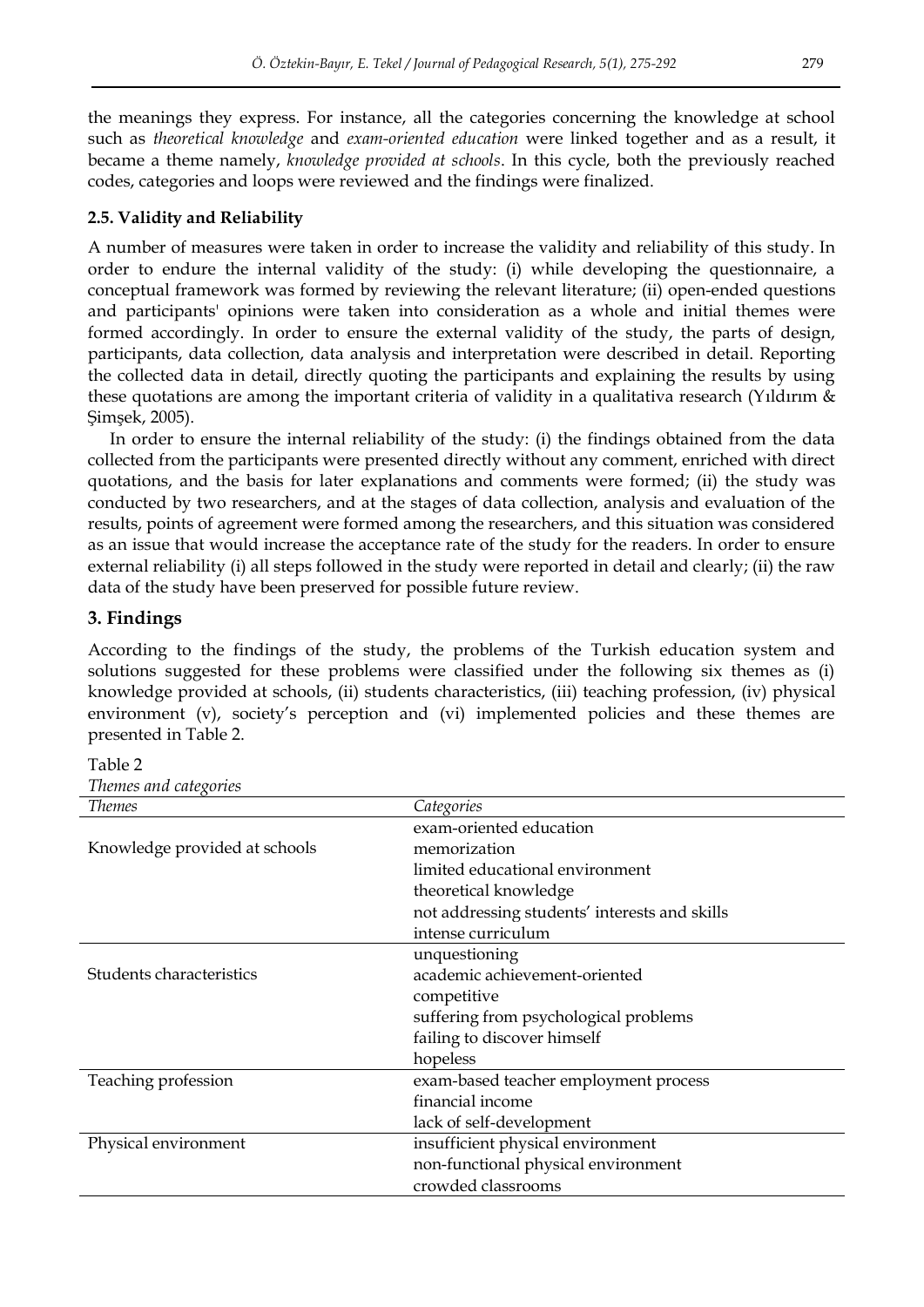the meanings they express. For instance, all the categories concerning the knowledge at school such as *theoretical knowledge* and *exam-oriented education* were linked together and as a result, it became a theme namely, *knowledge provided at schools*. In this cycle, both the previously reached codes, categories and loops were reviewed and the findings were finalized.

### 2.5. Validity and Reliability

A number of measures were taken in order to increase the validity and reliability of this study. In order to endure the internal validity of the study: (i) while developing the questionnaire, a conceptual framework was formed by reviewing the relevant literature; (ii) open-ended questions and participants' opinions were taken into consideration as a whole and initial themes were formed accordingly. In order to ensure the external validity of the study, the parts of design, participants, data collection, data analysis and interpretation were described in detail. Reporting the collected data in detail, directly quoting the participants and explaining the results by using these quotations are among the important criteria of validity in a qualitativa research (Yıldırım & Şimşek, 2005).

In order to ensure the internal reliability of the study: (i) the findings obtained from the data collected from the participants were presented directly without any comment, enriched with direct quotations, and the basis for later explanations and comments were formed; (ii) the study was conducted by two researchers, and at the stages of data collection, analysis and evaluation of the results, points of agreement were formed among the researchers, and this situation was considered as an issue that would increase the acceptance rate of the study for the readers. In order to ensure external reliability (i) all steps followed in the study were reported in detail and clearly; (ii) the raw data of the study have been preserved for possible future review.

## 3. Findings

According to the findings of the study, the problems of the Turkish education system and solutions suggested for these problems were classified under the following six themes as (i) knowledge provided at schools, (ii) students characteristics, (iii) teaching profession, (iv) physical environment (v), society's perception and (vi) implemented policies and these themes are presented in Table 2.

Table 2
*Themes and categories*

| *Themes* | *Categories* |
|---|---|
| Knowledge provided at schools | exam-oriented education |
| | memorization |
| | limited educational environment |
| | theoretical knowledge |
| | not addressing students' interests and skills |
| | intense curriculum |
| Students characteristics | unquestioning |
| | academic achievement-oriented |
| | competitive |
| | suffering from psychological problems |
| | failing to discover himself |
| | hopeless |
| Teaching profession | exam-based teacher employment process |
| | financial income |
| | lack of self-development |
| Physical environment | insufficient physical environment |
| | non-functional physical environment |
| | crowded classrooms |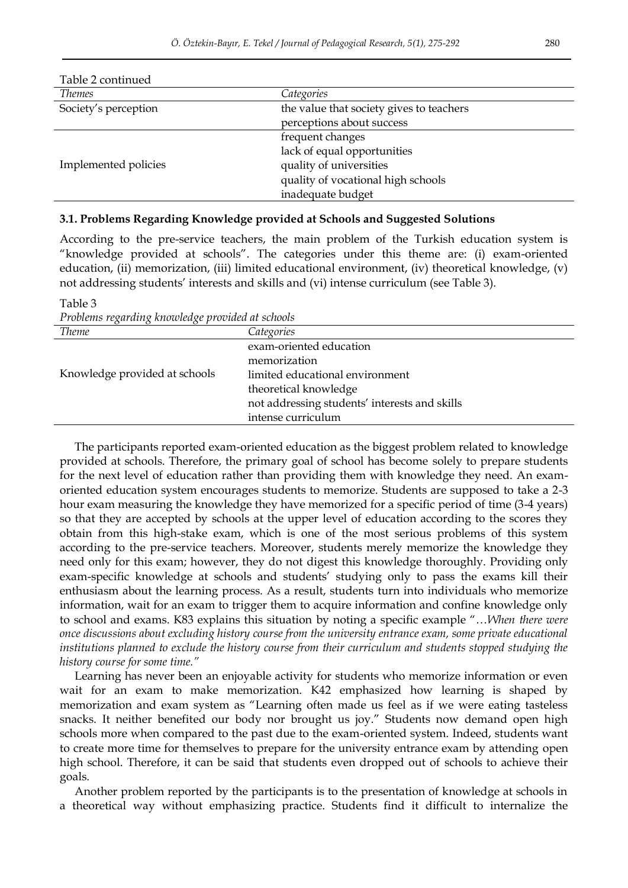Table 2 continued

| *Themes* | *Categories* |
|---|---|
| Society's perception | the value that society gives to teachers |
| | perceptions about success |
| Implemented policies | frequent changes |
| | lack of equal opportunities |
| | quality of universities |
| | quality of vocational high schools |
| | inadequate budget |

### 3.1. Problems Regarding Knowledge provided at Schools and Suggested Solutions

According to the pre-service teachers, the main problem of the Turkish education system is "knowledge provided at schools". The categories under this theme are: (i) exam-oriented education, (ii) memorization, (iii) limited educational environment, (iv) theoretical knowledge, (v) not addressing students' interests and skills and (vi) intense curriculum (see Table 3).

Table 3

*Problems regarding knowledge provided at schools*

| *Theme* | *Categories* |
|---|---|
| Knowledge provided at schools | exam-oriented education |
| | memorization |
| | limited educational environment |
| | theoretical knowledge |
| | not addressing students' interests and skills |
| | intense curriculum |

The participants reported exam-oriented education as the biggest problem related to knowledge provided at schools. Therefore, the primary goal of school has become solely to prepare students for the next level of education rather than providing them with knowledge they need. An exam-oriented education system encourages students to memorize. Students are supposed to take a 2-3 hour exam measuring the knowledge they have memorized for a specific period of time (3-4 years) so that they are accepted by schools at the upper level of education according to the scores they obtain from this high-stake exam, which is one of the most serious problems of this system according to the pre-service teachers. Moreover, students merely memorize the knowledge they need only for this exam; however, they do not digest this knowledge thoroughly. Providing only exam-specific knowledge at schools and students' studying only to pass the exams kill their enthusiasm about the learning process. As a result, students turn into individuals who memorize information, wait for an exam to trigger them to acquire information and confine knowledge only to school and exams. K83 explains this situation by noting a specific example "*…When there were once discussions about excluding history course from the university entrance exam, some private educational institutions planned to exclude the history course from their curriculum and students stopped studying the history course for some time."*

Learning has never been an enjoyable activity for students who memorize information or even wait for an exam to make memorization. K42 emphasized how learning is shaped by memorization and exam system as "Learning often made us feel as if we were eating tasteless snacks. It neither benefited our body nor brought us joy." Students now demand open high schools more when compared to the past due to the exam-oriented system. Indeed, students want to create more time for themselves to prepare for the university entrance exam by attending open high school. Therefore, it can be said that students even dropped out of schools to achieve their goals.

Another problem reported by the participants is to the presentation of knowledge at schools in a theoretical way without emphasizing practice. Students find it difficult to internalize the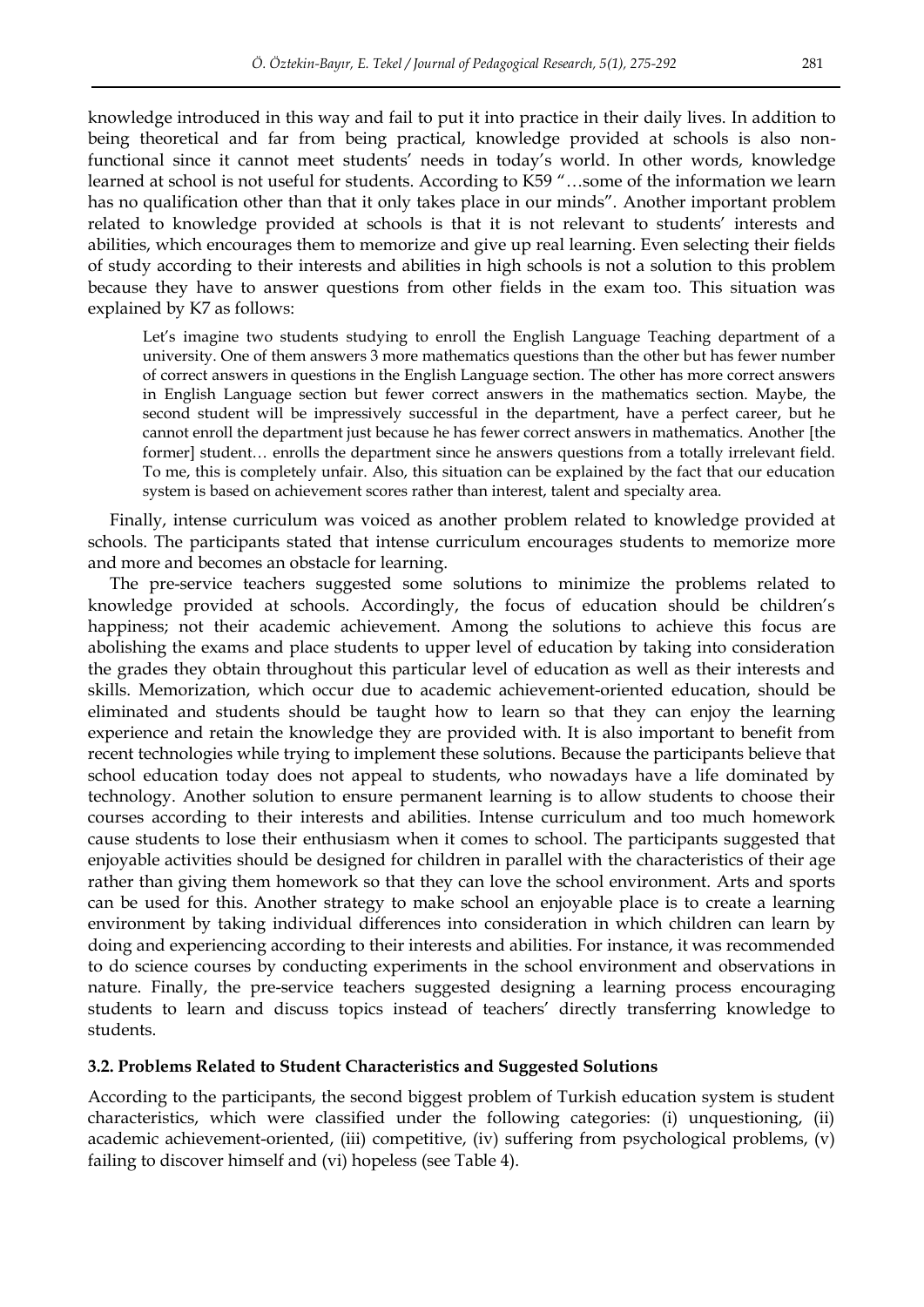knowledge introduced in this way and fail to put it into practice in their daily lives. In addition to being theoretical and far from being practical, knowledge provided at schools is also non-functional since it cannot meet students' needs in today's world. In other words, knowledge learned at school is not useful for students. According to K59 "…some of the information we learn has no qualification other than that it only takes place in our minds". Another important problem related to knowledge provided at schools is that it is not relevant to students' interests and abilities, which encourages them to memorize and give up real learning. Even selecting their fields of study according to their interests and abilities in high schools is not a solution to this problem because they have to answer questions from other fields in the exam too. This situation was explained by K7 as follows:

> Let's imagine two students studying to enroll the English Language Teaching department of a university. One of them answers 3 more mathematics questions than the other but has fewer number of correct answers in questions in the English Language section. The other has more correct answers in English Language section but fewer correct answers in the mathematics section. Maybe, the second student will be impressively successful in the department, have a perfect career, but he cannot enroll the department just because he has fewer correct answers in mathematics. Another [the former] student… enrolls the department since he answers questions from a totally irrelevant field. To me, this is completely unfair. Also, this situation can be explained by the fact that our education system is based on achievement scores rather than interest, talent and specialty area.

Finally, intense curriculum was voiced as another problem related to knowledge provided at schools. The participants stated that intense curriculum encourages students to memorize more and more and becomes an obstacle for learning.

The pre-service teachers suggested some solutions to minimize the problems related to knowledge provided at schools. Accordingly, the focus of education should be children's happiness; not their academic achievement. Among the solutions to achieve this focus are abolishing the exams and place students to upper level of education by taking into consideration the grades they obtain throughout this particular level of education as well as their interests and skills. Memorization, which occur due to academic achievement-oriented education, should be eliminated and students should be taught how to learn so that they can enjoy the learning experience and retain the knowledge they are provided with. It is also important to benefit from recent technologies while trying to implement these solutions. Because the participants believe that school education today does not appeal to students, who nowadays have a life dominated by technology. Another solution to ensure permanent learning is to allow students to choose their courses according to their interests and abilities. Intense curriculum and too much homework cause students to lose their enthusiasm when it comes to school. The participants suggested that enjoyable activities should be designed for children in parallel with the characteristics of their age rather than giving them homework so that they can love the school environment. Arts and sports can be used for this. Another strategy to make school an enjoyable place is to create a learning environment by taking individual differences into consideration in which children can learn by doing and experiencing according to their interests and abilities. For instance, it was recommended to do science courses by conducting experiments in the school environment and observations in nature. Finally, the pre-service teachers suggested designing a learning process encouraging students to learn and discuss topics instead of teachers' directly transferring knowledge to students.

### 3.2. Problems Related to Student Characteristics and Suggested Solutions

According to the participants, the second biggest problem of Turkish education system is student characteristics, which were classified under the following categories: (i) unquestioning, (ii) academic achievement-oriented, (iii) competitive, (iv) suffering from psychological problems, (v) failing to discover himself and (vi) hopeless (see Table 4).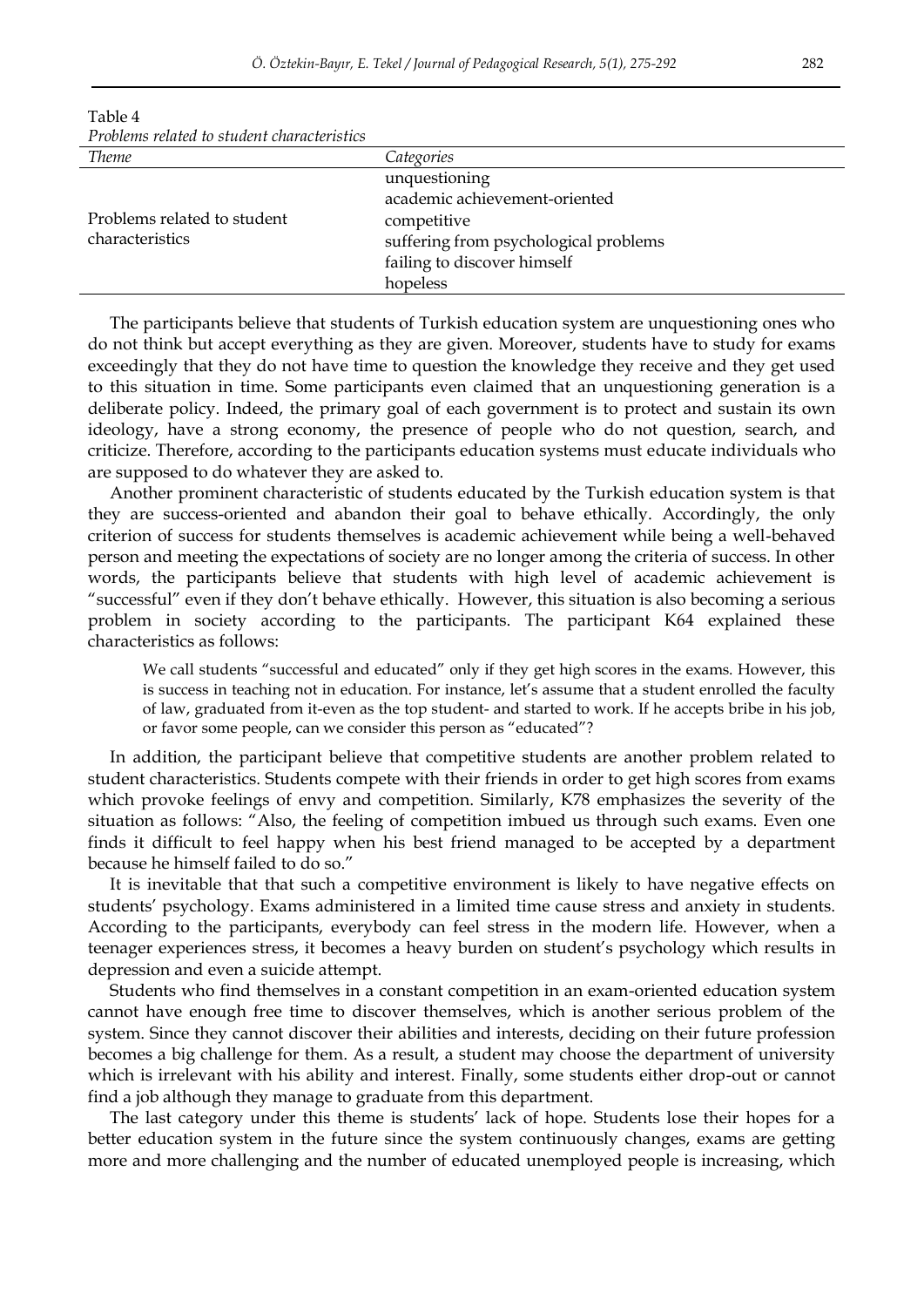Table 4

*Problems related to student characteristics*

| *Theme* | *Categories* |
|---|---|
| Problems related to student characteristics | unquestioning |
| | academic achievement-oriented |
| | competitive |
| | suffering from psychological problems |
| | failing to discover himself |
| | hopeless |

The participants believe that students of Turkish education system are unquestioning ones who do not think but accept everything as they are given. Moreover, students have to study for exams exceedingly that they do not have time to question the knowledge they receive and they get used to this situation in time. Some participants even claimed that an unquestioning generation is a deliberate policy. Indeed, the primary goal of each government is to protect and sustain its own ideology, have a strong economy, the presence of people who do not question, search, and criticize. Therefore, according to the participants education systems must educate individuals who are supposed to do whatever they are asked to.

Another prominent characteristic of students educated by the Turkish education system is that they are success-oriented and abandon their goal to behave ethically. Accordingly, the only criterion of success for students themselves is academic achievement while being a well-behaved person and meeting the expectations of society are no longer among the criteria of success. In other words, the participants believe that students with high level of academic achievement is "successful" even if they don't behave ethically. However, this situation is also becoming a serious problem in society according to the participants. The participant K64 explained these characteristics as follows:

> We call students "successful and educated" only if they get high scores in the exams. However, this is success in teaching not in education. For instance, let's assume that a student enrolled the faculty of law, graduated from it-even as the top student- and started to work. If he accepts bribe in his job, or favor some people, can we consider this person as "educated"?

In addition, the participant believe that competitive students are another problem related to student characteristics. Students compete with their friends in order to get high scores from exams which provoke feelings of envy and competition. Similarly, K78 emphasizes the severity of the situation as follows: "Also, the feeling of competition imbued us through such exams. Even one finds it difficult to feel happy when his best friend managed to be accepted by a department because he himself failed to do so."

It is inevitable that that such a competitive environment is likely to have negative effects on students' psychology. Exams administered in a limited time cause stress and anxiety in students. According to the participants, everybody can feel stress in the modern life. However, when a teenager experiences stress, it becomes a heavy burden on student's psychology which results in depression and even a suicide attempt.

Students who find themselves in a constant competition in an exam-oriented education system cannot have enough free time to discover themselves, which is another serious problem of the system. Since they cannot discover their abilities and interests, deciding on their future profession becomes a big challenge for them. As a result, a student may choose the department of university which is irrelevant with his ability and interest. Finally, some students either drop-out or cannot find a job although they manage to graduate from this department.

The last category under this theme is students' lack of hope. Students lose their hopes for a better education system in the future since the system continuously changes, exams are getting more and more challenging and the number of educated unemployed people is increasing, which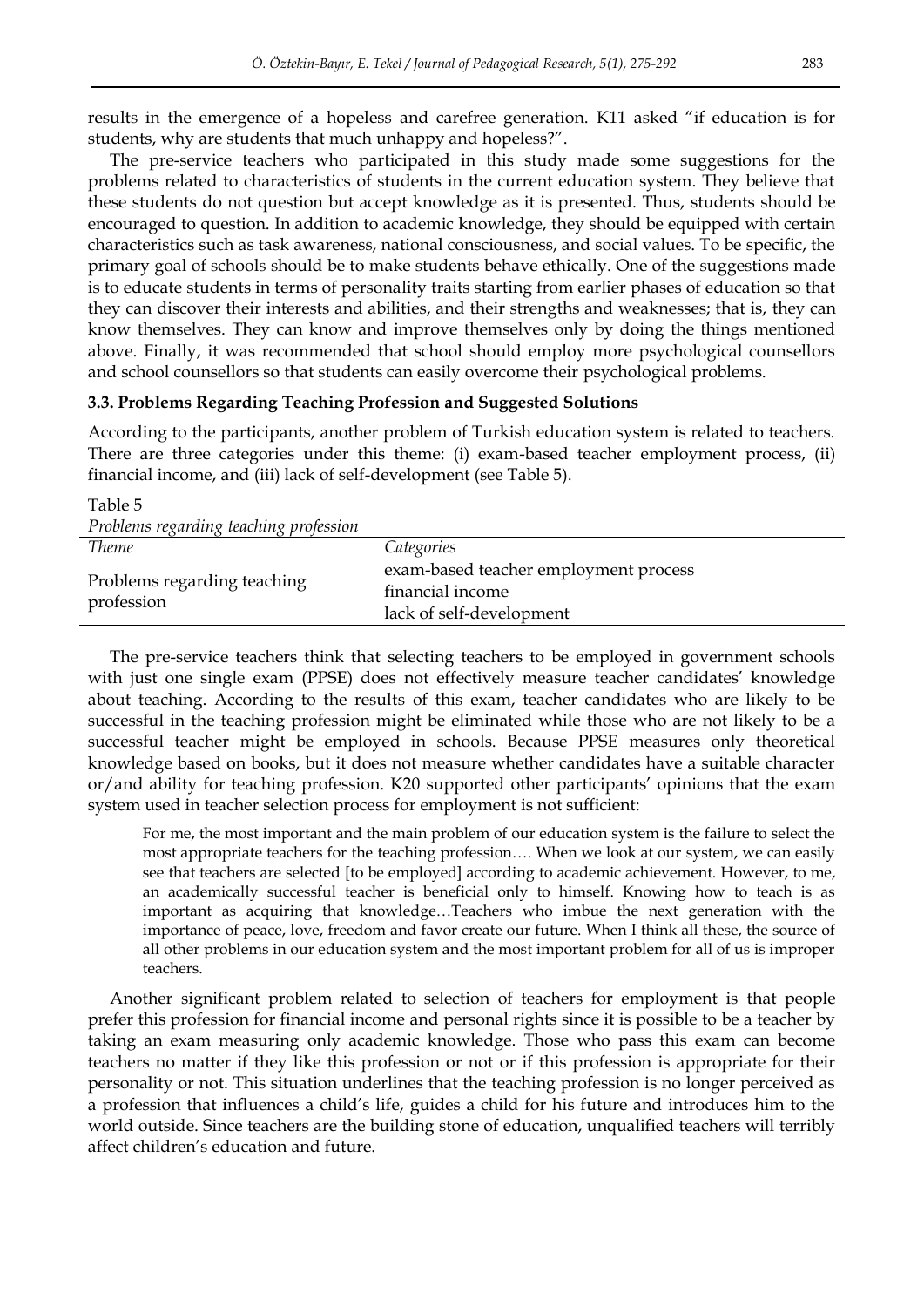results in the emergence of a hopeless and carefree generation. K11 asked "if education is for students, why are students that much unhappy and hopeless?".

The pre-service teachers who participated in this study made some suggestions for the problems related to characteristics of students in the current education system. They believe that these students do not question but accept knowledge as it is presented. Thus, students should be encouraged to question. In addition to academic knowledge, they should be equipped with certain characteristics such as task awareness, national consciousness, and social values. To be specific, the primary goal of schools should be to make students behave ethically. One of the suggestions made is to educate students in terms of personality traits starting from earlier phases of education so that they can discover their interests and abilities, and their strengths and weaknesses; that is, they can know themselves. They can know and improve themselves only by doing the things mentioned above. Finally, it was recommended that school should employ more psychological counsellors and school counsellors so that students can easily overcome their psychological problems.

### 3.3. Problems Regarding Teaching Profession and Suggested Solutions

According to the participants, another problem of Turkish education system is related to teachers. There are three categories under this theme: (i) exam-based teacher employment process, (ii) financial income, and (iii) lack of self-development (see Table 5).

Table 5
*Problems regarding teaching profession*

| *Theme* | *Categories* |
|---|---|
| Problems regarding teaching profession | exam-based teacher employment process<br>financial income<br>lack of self-development |

The pre-service teachers think that selecting teachers to be employed in government schools with just one single exam (PPSE) does not effectively measure teacher candidates' knowledge about teaching. According to the results of this exam, teacher candidates who are likely to be successful in the teaching profession might be eliminated while those who are not likely to be a successful teacher might be employed in schools. Because PPSE measures only theoretical knowledge based on books, but it does not measure whether candidates have a suitable character or/and ability for teaching profession. K20 supported other participants' opinions that the exam system used in teacher selection process for employment is not sufficient:

> For me, the most important and the main problem of our education system is the failure to select the most appropriate teachers for the teaching profession…. When we look at our system, we can easily see that teachers are selected [to be employed] according to academic achievement. However, to me, an academically successful teacher is beneficial only to himself. Knowing how to teach is as important as acquiring that knowledge…Teachers who imbue the next generation with the importance of peace, love, freedom and favor create our future. When I think all these, the source of all other problems in our education system and the most important problem for all of us is improper teachers.

Another significant problem related to selection of teachers for employment is that people prefer this profession for financial income and personal rights since it is possible to be a teacher by taking an exam measuring only academic knowledge. Those who pass this exam can become teachers no matter if they like this profession or not or if this profession is appropriate for their personality or not. This situation underlines that the teaching profession is no longer perceived as a profession that influences a child's life, guides a child for his future and introduces him to the world outside. Since teachers are the building stone of education, unqualified teachers will terribly affect children's education and future.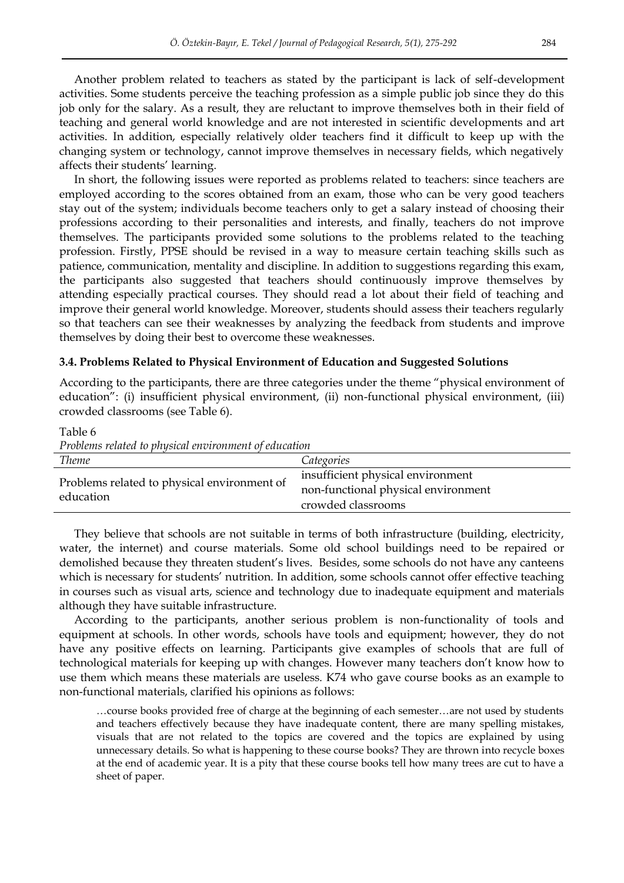Another problem related to teachers as stated by the participant is lack of self-development activities. Some students perceive the teaching profession as a simple public job since they do this job only for the salary. As a result, they are reluctant to improve themselves both in their field of teaching and general world knowledge and are not interested in scientific developments and art activities. In addition, especially relatively older teachers find it difficult to keep up with the changing system or technology, cannot improve themselves in necessary fields, which negatively affects their students' learning.

In short, the following issues were reported as problems related to teachers: since teachers are employed according to the scores obtained from an exam, those who can be very good teachers stay out of the system; individuals become teachers only to get a salary instead of choosing their professions according to their personalities and interests, and finally, teachers do not improve themselves. The participants provided some solutions to the problems related to the teaching profession. Firstly, PPSE should be revised in a way to measure certain teaching skills such as patience, communication, mentality and discipline. In addition to suggestions regarding this exam, the participants also suggested that teachers should continuously improve themselves by attending especially practical courses. They should read a lot about their field of teaching and improve their general world knowledge. Moreover, students should assess their teachers regularly so that teachers can see their weaknesses by analyzing the feedback from students and improve themselves by doing their best to overcome these weaknesses.

### 3.4. Problems Related to Physical Environment of Education and Suggested Solutions

According to the participants, there are three categories under the theme "physical environment of education": (i) insufficient physical environment, (ii) non-functional physical environment, (iii) crowded classrooms (see Table 6).

Table 6
*Problems related to physical environment of education*

| *Theme* | *Categories* |
|---|---|
| Problems related to physical environment of education | insufficient physical environment<br>non-functional physical environment<br>crowded classrooms |

They believe that schools are not suitable in terms of both infrastructure (building, electricity, water, the internet) and course materials. Some old school buildings need to be repaired or demolished because they threaten student's lives. Besides, some schools do not have any canteens which is necessary for students' nutrition. In addition, some schools cannot offer effective teaching in courses such as visual arts, science and technology due to inadequate equipment and materials although they have suitable infrastructure.

According to the participants, another serious problem is non-functionality of tools and equipment at schools. In other words, schools have tools and equipment; however, they do not have any positive effects on learning. Participants give examples of schools that are full of technological materials for keeping up with changes. However many teachers don't know how to use them which means these materials are useless. K74 who gave course books as an example to non-functional materials, clarified his opinions as follows:

> …course books provided free of charge at the beginning of each semester…are not used by students and teachers effectively because they have inadequate content, there are many spelling mistakes, visuals that are not related to the topics are covered and the topics are explained by using unnecessary details. So what is happening to these course books? They are thrown into recycle boxes at the end of academic year. It is a pity that these course books tell how many trees are cut to have a sheet of paper.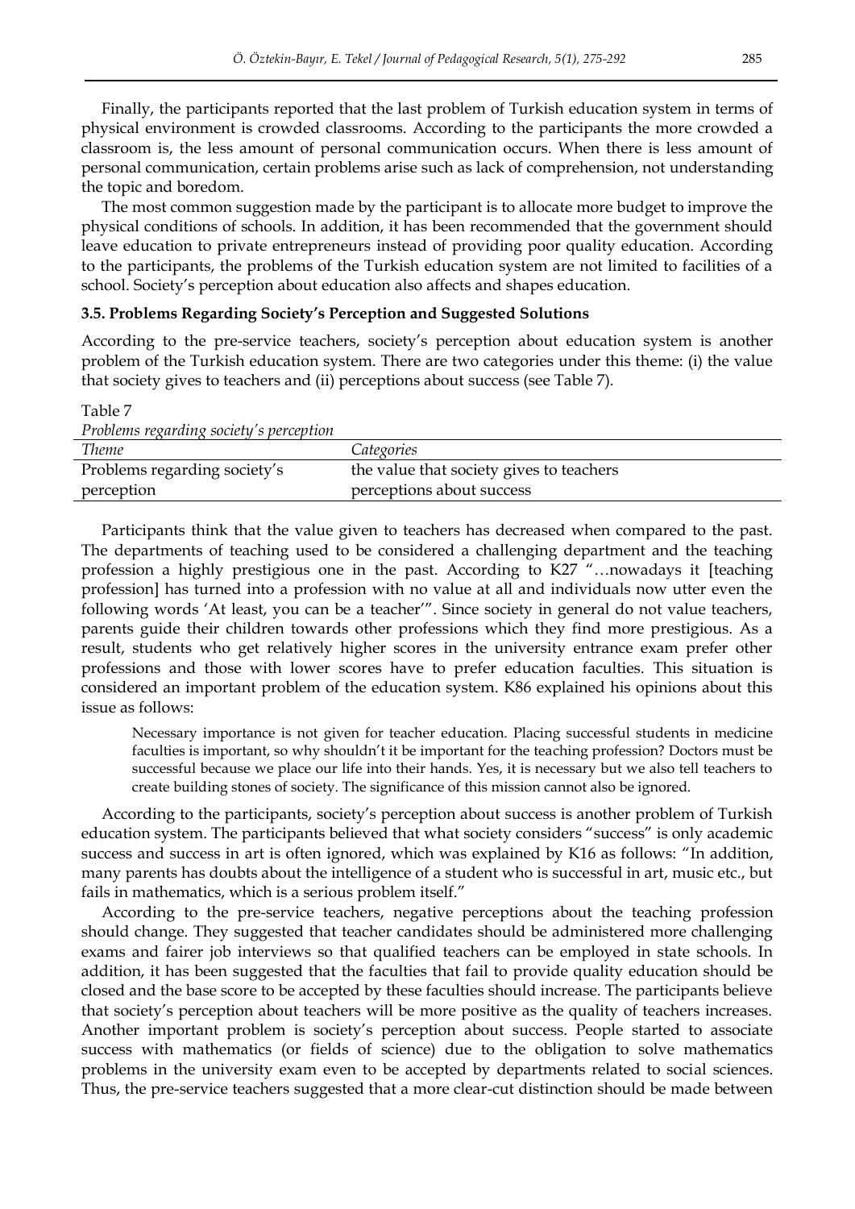Finally, the participants reported that the last problem of Turkish education system in terms of physical environment is crowded classrooms. According to the participants the more crowded a classroom is, the less amount of personal communication occurs. When there is less amount of personal communication, certain problems arise such as lack of comprehension, not understanding the topic and boredom.

The most common suggestion made by the participant is to allocate more budget to improve the physical conditions of schools. In addition, it has been recommended that the government should leave education to private entrepreneurs instead of providing poor quality education. According to the participants, the problems of the Turkish education system are not limited to facilities of a school. Society's perception about education also affects and shapes education.

### 3.5. Problems Regarding Society's Perception and Suggested Solutions

According to the pre-service teachers, society's perception about education system is another problem of the Turkish education system. There are two categories under this theme: (i) the value that society gives to teachers and (ii) perceptions about success (see Table 7).

Table 7

*Problems regarding society's perception*

| *Theme* | *Categories* |
|---|---|
| Problems regarding society's perception | the value that society gives to teachers |
| | perceptions about success |

Participants think that the value given to teachers has decreased when compared to the past. The departments of teaching used to be considered a challenging department and the teaching profession a highly prestigious one in the past. According to K27 "…nowadays it [teaching profession] has turned into a profession with no value at all and individuals now utter even the following words 'At least, you can be a teacher'". Since society in general do not value teachers, parents guide their children towards other professions which they find more prestigious. As a result, students who get relatively higher scores in the university entrance exam prefer other professions and those with lower scores have to prefer education faculties. This situation is considered an important problem of the education system. K86 explained his opinions about this issue as follows:

> Necessary importance is not given for teacher education. Placing successful students in medicine faculties is important, so why shouldn't it be important for the teaching profession? Doctors must be successful because we place our life into their hands. Yes, it is necessary but we also tell teachers to create building stones of society. The significance of this mission cannot also be ignored.

According to the participants, society's perception about success is another problem of Turkish education system. The participants believed that what society considers "success" is only academic success and success in art is often ignored, which was explained by K16 as follows: "In addition, many parents has doubts about the intelligence of a student who is successful in art, music etc., but fails in mathematics, which is a serious problem itself."

According to the pre-service teachers, negative perceptions about the teaching profession should change. They suggested that teacher candidates should be administered more challenging exams and fairer job interviews so that qualified teachers can be employed in state schools. In addition, it has been suggested that the faculties that fail to provide quality education should be closed and the base score to be accepted by these faculties should increase. The participants believe that society's perception about teachers will be more positive as the quality of teachers increases. Another important problem is society's perception about success. People started to associate success with mathematics (or fields of science) due to the obligation to solve mathematics problems in the university exam even to be accepted by departments related to social sciences. Thus, the pre-service teachers suggested that a more clear-cut distinction should be made between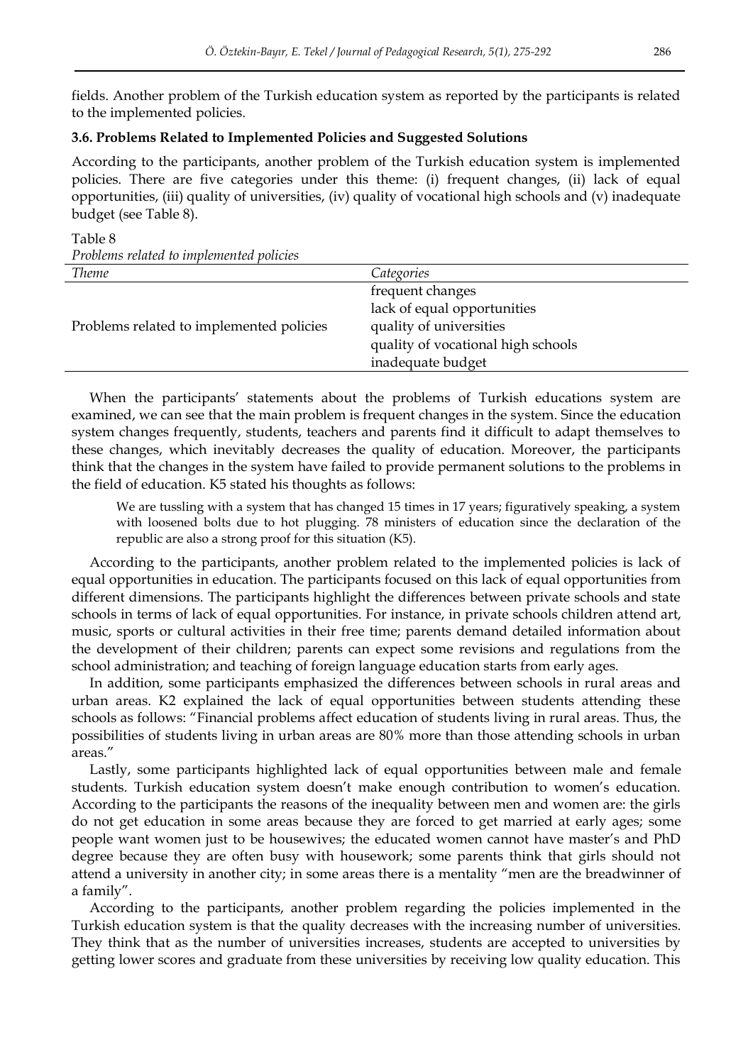fields. Another problem of the Turkish education system as reported by the participants is related to the implemented policies.

### 3.6. Problems Related to Implemented Policies and Suggested Solutions

According to the participants, another problem of the Turkish education system is implemented policies. There are five categories under this theme: (i) frequent changes, (ii) lack of equal opportunities, (iii) quality of universities, (iv) quality of vocational high schools and (v) inadequate budget (see Table 8).

Table 8
*Problems related to implemented policies*

| *Theme* | *Categories* |
|---|---|
| Problems related to implemented policies | frequent changes<br>lack of equal opportunities<br>quality of universities<br>quality of vocational high schools<br>inadequate budget |

When the participants' statements about the problems of Turkish educations system are examined, we can see that the main problem is frequent changes in the system. Since the education system changes frequently, students, teachers and parents find it difficult to adapt themselves to these changes, which inevitably decreases the quality of education. Moreover, the participants think that the changes in the system have failed to provide permanent solutions to the problems in the field of education. K5 stated his thoughts as follows:

> We are tussling with a system that has changed 15 times in 17 years; figuratively speaking, a system with loosened bolts due to hot plugging. 78 ministers of education since the declaration of the republic are also a strong proof for this situation (K5).

According to the participants, another problem related to the implemented policies is lack of equal opportunities in education. The participants focused on this lack of equal opportunities from different dimensions. The participants highlight the differences between private schools and state schools in terms of lack of equal opportunities. For instance, in private schools children attend art, music, sports or cultural activities in their free time; parents demand detailed information about the development of their children; parents can expect some revisions and regulations from the school administration; and teaching of foreign language education starts from early ages.

In addition, some participants emphasized the differences between schools in rural areas and urban areas. K2 explained the lack of equal opportunities between students attending these schools as follows: "Financial problems affect education of students living in rural areas. Thus, the possibilities of students living in urban areas are 80% more than those attending schools in urban areas."

Lastly, some participants highlighted lack of equal opportunities between male and female students. Turkish education system doesn't make enough contribution to women's education. According to the participants the reasons of the inequality between men and women are: the girls do not get education in some areas because they are forced to get married at early ages; some people want women just to be housewives; the educated women cannot have master's and PhD degree because they are often busy with housework; some parents think that girls should not attend a university in another city; in some areas there is a mentality "men are the breadwinner of a family".

According to the participants, another problem regarding the policies implemented in the Turkish education system is that the quality decreases with the increasing number of universities. They think that as the number of universities increases, students are accepted to universities by getting lower scores and graduate from these universities by receiving low quality education. This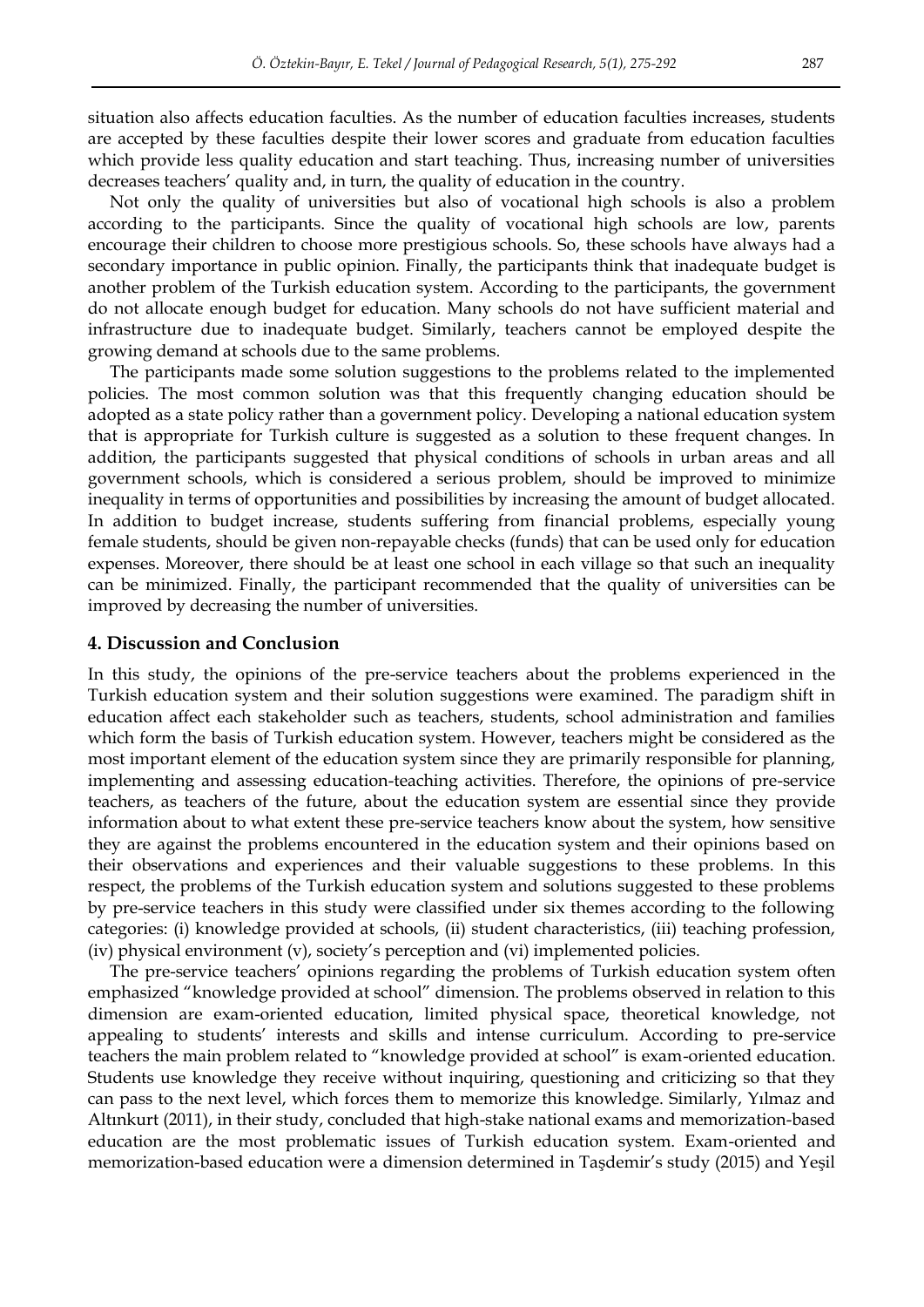situation also affects education faculties. As the number of education faculties increases, students are accepted by these faculties despite their lower scores and graduate from education faculties which provide less quality education and start teaching. Thus, increasing number of universities decreases teachers' quality and, in turn, the quality of education in the country.

Not only the quality of universities but also of vocational high schools is also a problem according to the participants. Since the quality of vocational high schools are low, parents encourage their children to choose more prestigious schools. So, these schools have always had a secondary importance in public opinion. Finally, the participants think that inadequate budget is another problem of the Turkish education system. According to the participants, the government do not allocate enough budget for education. Many schools do not have sufficient material and infrastructure due to inadequate budget. Similarly, teachers cannot be employed despite the growing demand at schools due to the same problems.

The participants made some solution suggestions to the problems related to the implemented policies. The most common solution was that this frequently changing education should be adopted as a state policy rather than a government policy. Developing a national education system that is appropriate for Turkish culture is suggested as a solution to these frequent changes. In addition, the participants suggested that physical conditions of schools in urban areas and all government schools, which is considered a serious problem, should be improved to minimize inequality in terms of opportunities and possibilities by increasing the amount of budget allocated. In addition to budget increase, students suffering from financial problems, especially young female students, should be given non-repayable checks (funds) that can be used only for education expenses. Moreover, there should be at least one school in each village so that such an inequality can be minimized. Finally, the participant recommended that the quality of universities can be improved by decreasing the number of universities.

## 4. Discussion and Conclusion

In this study, the opinions of the pre-service teachers about the problems experienced in the Turkish education system and their solution suggestions were examined. The paradigm shift in education affect each stakeholder such as teachers, students, school administration and families which form the basis of Turkish education system. However, teachers might be considered as the most important element of the education system since they are primarily responsible for planning, implementing and assessing education-teaching activities. Therefore, the opinions of pre-service teachers, as teachers of the future, about the education system are essential since they provide information about to what extent these pre-service teachers know about the system, how sensitive they are against the problems encountered in the education system and their opinions based on their observations and experiences and their valuable suggestions to these problems. In this respect, the problems of the Turkish education system and solutions suggested to these problems by pre-service teachers in this study were classified under six themes according to the following categories: (i) knowledge provided at schools, (ii) student characteristics, (iii) teaching profession, (iv) physical environment (v), society's perception and (vi) implemented policies.

The pre-service teachers' opinions regarding the problems of Turkish education system often emphasized "knowledge provided at school" dimension. The problems observed in relation to this dimension are exam-oriented education, limited physical space, theoretical knowledge, not appealing to students' interests and skills and intense curriculum. According to pre-service teachers the main problem related to "knowledge provided at school" is exam-oriented education. Students use knowledge they receive without inquiring, questioning and criticizing so that they can pass to the next level, which forces them to memorize this knowledge. Similarly, Yılmaz and Altınkurt (2011), in their study, concluded that high-stake national exams and memorization-based education are the most problematic issues of Turkish education system. Exam-oriented and memorization-based education were a dimension determined in Taşdemir's study (2015) and Yeşil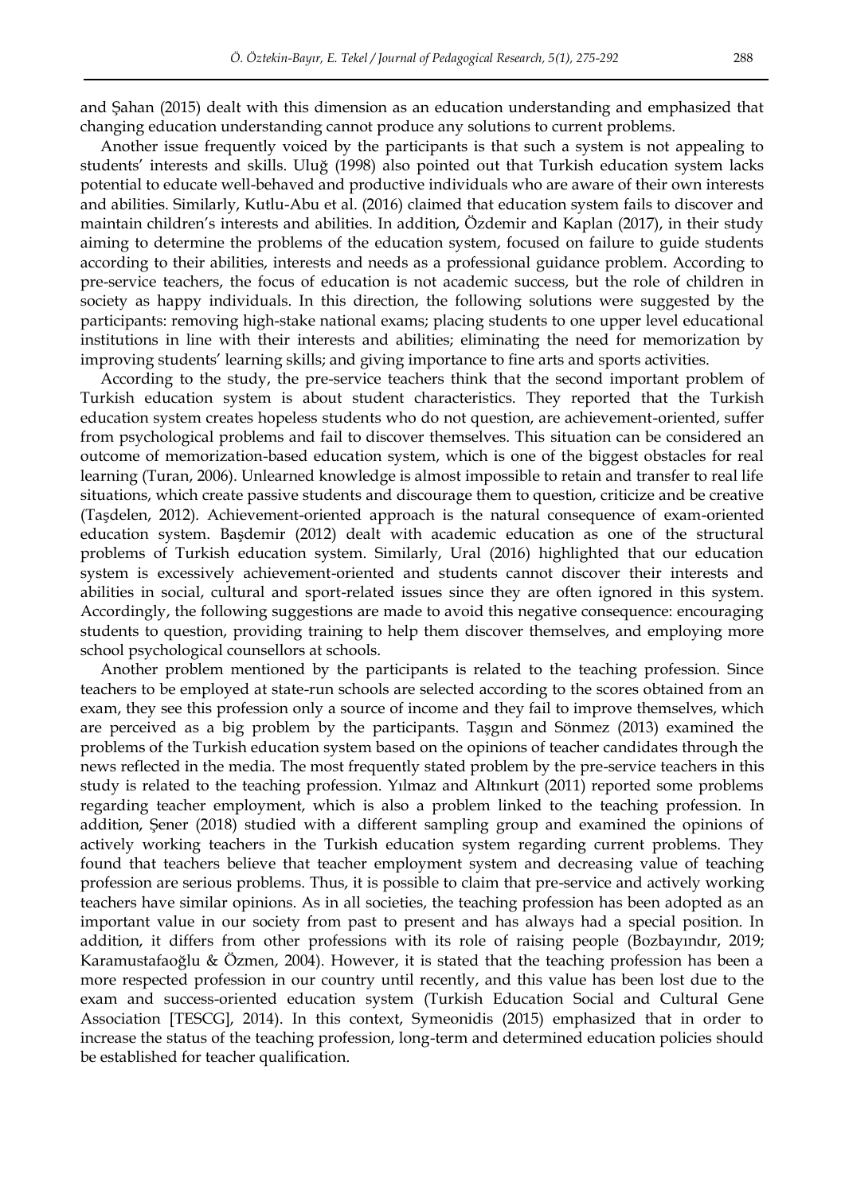and Şahan (2015) dealt with this dimension as an education understanding and emphasized that changing education understanding cannot produce any solutions to current problems.

Another issue frequently voiced by the participants is that such a system is not appealing to students' interests and skills. Uluğ (1998) also pointed out that Turkish education system lacks potential to educate well-behaved and productive individuals who are aware of their own interests and abilities. Similarly, Kutlu-Abu et al. (2016) claimed that education system fails to discover and maintain children's interests and abilities. In addition, Özdemir and Kaplan (2017), in their study aiming to determine the problems of the education system, focused on failure to guide students according to their abilities, interests and needs as a professional guidance problem. According to pre-service teachers, the focus of education is not academic success, but the role of children in society as happy individuals. In this direction, the following solutions were suggested by the participants: removing high-stake national exams; placing students to one upper level educational institutions in line with their interests and abilities; eliminating the need for memorization by improving students' learning skills; and giving importance to fine arts and sports activities.

According to the study, the pre-service teachers think that the second important problem of Turkish education system is about student characteristics. They reported that the Turkish education system creates hopeless students who do not question, are achievement-oriented, suffer from psychological problems and fail to discover themselves. This situation can be considered an outcome of memorization-based education system, which is one of the biggest obstacles for real learning situations (Turan, 2006). Unlearned knowledge is almost impossible to retain and transfer to real life situations, which create passive students and discourage them to question, criticize and be creative (Taşdelen, 2012). Achievement-oriented approach is the natural consequence of exam-oriented education system. Başdemir (2012) dealt with academic education as one of the structural problems of Turkish education system. Similarly, Ural (2016) highlighted that our education system is excessively achievement-oriented and students cannot discover their interests and abilities in social, cultural and sport-related issues since they are often ignored in this system. Accordingly, the following suggestions are made to avoid this negative consequence: encouraging students to question, providing training to help them discover themselves, and employing more school psychological counsellors at schools.

Another problem mentioned by the participants is related to the teaching profession. Since teachers to be employed at state-run schools are selected according to the scores obtained from an exam, they see this profession only a source of income and they fail to improve themselves, which are perceived as a big problem by the participants. Taşgın and Sönmez (2013) examined the problems of the Turkish education system based on the opinions of teacher candidates through the news reflected in the media. The most frequently stated problem by the pre-service teachers in this study is related to the teaching profession. Yılmaz and Altınkurt (2011) reported some problems regarding teacher employment, which is also a problem linked to the teaching profession. In addition, Şener (2018) studied with a different sampling group and examined the opinions of actively working teachers in the Turkish education system regarding current problems. They found that teachers believe that teacher employment system and decreasing value of teaching profession are serious problems. Thus, it is possible to claim that pre-service and actively working teachers have similar opinions. As in all societies, the teaching profession has been adopted as an important value in our society from past to present and has always had a special position. In addition, it differs from other professions with its role of raising people (Bozbayındır, 2019; Karamustafaoğlu & Özmen, 2004). However, it is stated that the teaching profession has been a more respected profession in our country until recently, and this value has been lost due to the exam and success-oriented education system (Turkish Education Social and Cultural Gene Association [TESCG], 2014). In this context, Symeonidis (2015) emphasized that in order to increase the status of the teaching profession, long-term and determined education policies should be established for teacher qualification.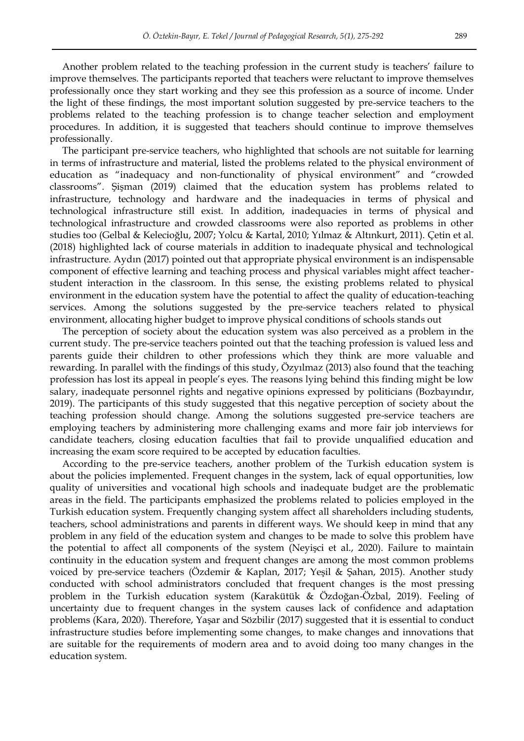Another problem related to the teaching profession in the current study is teachers' failure to improve themselves. The participants reported that teachers were reluctant to improve themselves professionally once they start working and they see this profession as a source of income. Under the light of these findings, the most important solution suggested by pre-service teachers to the problems related to the teaching profession is to change teacher selection and employment procedures. In addition, it is suggested that teachers should continue to improve themselves professionally.

The participant pre-service teachers, who highlighted that schools are not suitable for learning in terms of infrastructure and material, listed the problems related to the physical environment of education as "inadequacy and non-functionality of physical environment" and "crowded classrooms". Şişman (2019) claimed that the education system has problems related to infrastructure, technology and hardware and the inadequacies in terms of physical and technological infrastructure still exist. In addition, inadequacies in terms of physical and technological infrastructure and crowded classrooms were also reported as problems in other studies too (Gelbal & Kelecioğlu, 2007; Yolcu & Kartal, 2010; Yılmaz & Altınkurt, 2011). Çetin et al. (2018) highlighted lack of course materials in addition to inadequate physical and technological infrastructure. Aydın (2017) pointed out that appropriate physical environment is an indispensable component of effective learning and teaching process and physical variables might affect teacher-student interaction in the classroom. In this sense, the existing problems related to physical environment in the education system have the potential to affect the quality of education-teaching services. Among the solutions suggested by the pre-service teachers related to physical environment, allocating higher budget to improve physical conditions of schools stands out

The perception of society about the education system was also perceived as a problem in the current study. The pre-service teachers pointed out that the teaching profession is valued less and parents guide their children to other professions which they think are more valuable and rewarding. In parallel with the findings of this study, Özyılmaz (2013) also found that the teaching profession has lost its appeal in people's eyes. The reasons lying behind this finding might be low salary, inadequate personnel rights and negative opinions expressed by politicians (Bozbayındır, 2019). The participants of this study suggested that this negative perception of society about the teaching profession should change. Among the solutions suggested pre-service teachers are employing teachers by administering more challenging exams and more fair job interviews for candidate teachers, closing education faculties that fail to provide unqualified education and increasing the exam score required to be accepted by education faculties.

According to the pre-service teachers, another problem of the Turkish education system is about the policies implemented. Frequent changes in the system, lack of equal opportunities, low quality of universities and vocational high schools and inadequate budget are the problematic areas in the field. The participants emphasized the problems related to policies employed in the Turkish education system. Frequently changing system affect all shareholders including students, teachers, school administrations and parents in different ways. We should keep in mind that any problem in any field of the education system and changes to be made to solve this problem have the potential to affect all components of the system (Neyişci et al., 2020). Failure to maintain continuity in the education system and frequent changes are among the most common problems voiced by pre-service teachers (Özdemir & Kaplan, 2017; Yeşil & Şahan, 2015). Another study conducted with school administrators concluded that frequent changes is the most pressing problem in the Turkish education system (Karakütük & Özdoğan-Özbal, 2019). Feeling of uncertainty due to frequent changes in the system causes lack of confidence and adaptation problems (Kara, 2020). Therefore, Yaşar and Sözbilir (2017) suggested that it is essential to conduct infrastructure studies before implementing some changes, to make changes and innovations that are suitable for the requirements of modern area and to avoid doing too many changes in the education system.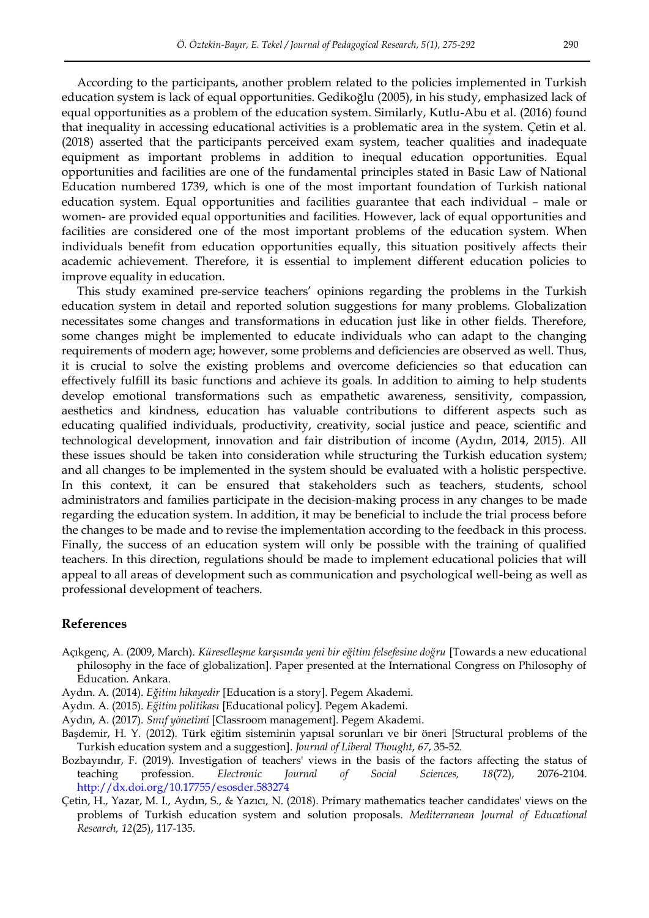According to the participants, another problem related to the policies implemented in Turkish education system is lack of equal opportunities. Gedikoğlu (2005), in his study, emphasized lack of equal opportunities as a problem of the education system. Similarly, Kutlu-Abu et al. (2016) found that inequality in accessing educational activities is a problematic area in the system. Çetin et al. (2018) asserted that the participants perceived exam system, teacher qualities and inadequate equipment as important problems in addition to inequal education opportunities. Equal opportunities and facilities are one of the fundamental principles stated in Basic Law of National Education numbered 1739, which is one of the most important foundation of Turkish national education system. Equal opportunities and facilities guarantee that each individual – male or women- are provided equal opportunities and facilities. However, lack of equal opportunities and facilities are considered one of the most important problems of the education system. When individuals benefit from education opportunities equally, this situation positively affects their academic achievement. Therefore, it is essential to implement different education policies to improve equality in education.

This study examined pre-service teachers' opinions regarding the problems in the Turkish education system in detail and reported solution suggestions for many problems. Globalization necessitates some changes and transformations in education just like in other fields. Therefore, some changes might be implemented to educate individuals who can adapt to the changing requirements of modern age; however, some problems and deficiencies are observed as well. Thus, it is crucial to solve the existing problems and overcome deficiencies so that education can effectively fulfill its basic functions and achieve its goals. In addition to aiming to help students develop emotional transformations such as empathetic awareness, sensitivity, compassion, aesthetics and kindness, education has valuable contributions to different aspects such as educating qualified individuals, productivity, creativity, social justice and peace, scientific and technological development, innovation and fair distribution of income (Aydın, 2014, 2015). All these issues should be taken into consideration while structuring the Turkish education system; and all changes to be implemented in the system should be evaluated with a holistic perspective. In this context, it can be ensured that stakeholders such as teachers, students, school administrators and families participate in the decision-making process in any changes to be made regarding the education system. In addition, it may be beneficial to include the trial process before the changes to be made and to revise the implementation according to the feedback in this process. Finally, the success of an education system will only be possible with the training of qualified teachers. In this direction, regulations should be made to implement educational policies that will appeal to all areas of development such as communication and psychological well-being as well as professional development of teachers.

## References

Açıkgenç, A. (2009, March). *Küreselleşme karşısında yeni bir eğitim felsefesine doğru* [Towards a new educational philosophy in the face of globalization]. Paper presented at the International Congress on Philosophy of Education. Ankara.

Aydın. A. (2014). *Eğitim hikayedir* [Education is a story]. Pegem Akademi.

Aydın. A. (2015). *Eğitim politikası* [Educational policy]. Pegem Akademi.

Aydın, A. (2017). *Sınıf yönetimi* [Classroom management]. Pegem Akademi.

Başdemir, H. Y. (2012). Türk eğitim sisteminin yapısal sorunları ve bir öneri [Structural problems of the Turkish education system and a suggestion]. *Journal of Liberal Thought*, *67*, 35-52.

Bozbayındır, F. (2019). Investigation of teachers' views in the basis of the factors affecting the status of teaching profession. *Electronic Journal of Social Sciences, 18*(72), 2076-2104. http://dx.doi.org/10.17755/esosder.583274

Çetin, H., Yazar, M. I., Aydın, S., & Yazıcı, N. (2018). Primary mathematics teacher candidates' views on the problems of Turkish education system and solution proposals. *Mediterranean Journal of Educational Research, 12*(25), 117-135.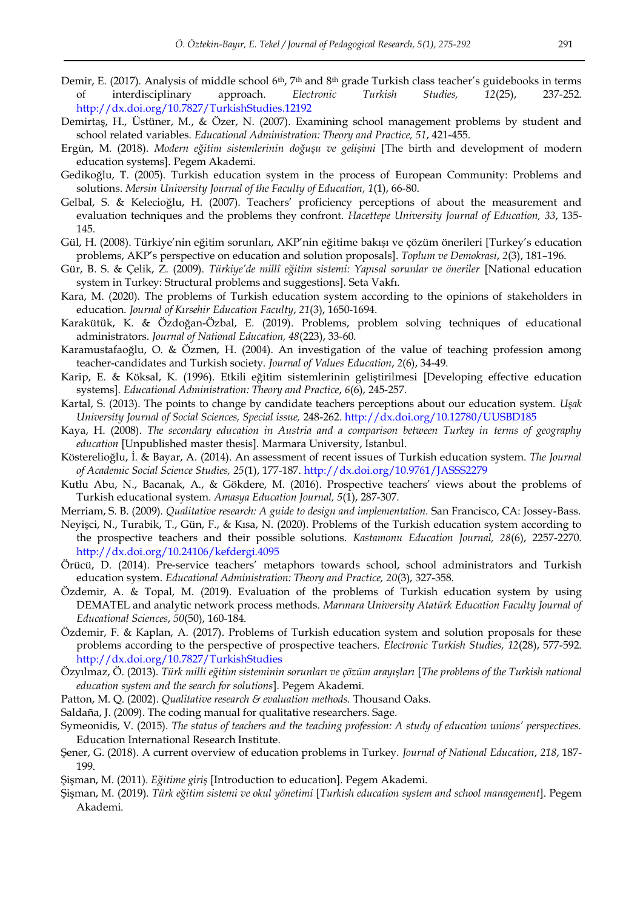Demir, E. (2017). Analysis of middle school 6th, 7th and 8th grade Turkish class teacher's guidebooks in terms of interdisciplinary approach. *Electronic Turkish Studies, 12*(25), 237-252. http://dx.doi.org/10.7827/TurkishStudies.12192

Demirtaş, H., Üstüner, M., & Özer, N. (2007). Examining school management problems by student and school related variables. *Educational Administration: Theory and Practice, 51*, 421-455.

Ergün, M. (2018). *Modern eğitim sistemlerinin doğuşu ve gelişimi* [The birth and development of modern education systems]. Pegem Akademi.

Gedikoğlu, T. (2005). Turkish education system in the process of European Community: Problems and solutions. *Mersin University Journal of the Faculty of Education, 1*(1), 66-80.

Gelbal, S. & Kelecioğlu, H. (2007). Teachers' proficiency perceptions of about the measurement and evaluation techniques and the problems they confront. *Hacettepe University Journal of Education, 33*, 135-145.

Gül, H. (2008). Türkiye'nin eğitim sorunları, AKP'nin eğitime bakışı ve çözüm önerileri [Turkey's education problems, AKP's perspective on education and solution proposals]. *Toplum ve Demokrasi*, *2*(3), 181–196.

Gür, B. S. & Çelik, Z. (2009). *Türkiye'de millî eğitim sistemi: Yapısal sorunlar ve öneriler* [National education system in Turkey: Structural problems and suggestions]. Seta Vakfı.

Kara, M. (2020). The problems of Turkish education system according to the opinions of stakeholders in education. *Journal of Kırsehir Education Faculty*, *21*(3), 1650-1694.

Karakütük, K. & Özdoğan-Özbal, E. (2019). Problems, problem solving techniques of educational administrators. *Journal of National Education, 48*(223), 33-60.

Karamustafaoğlu, O. & Özmen, H. (2004). An investigation of the value of teaching profession among teacher-candidates and Turkish society. *Journal of Values Education*, *2*(6), 34-49.

Karip, E. & Köksal, K. (1996). Etkili eğitim sistemlerinin geliştirilmesi [Developing effective education systems]. *Educational Administration: Theory and Practice*, *6*(6), 245-257.

Kartal, S. (2013). The points to change by candidate teachers perceptions about our education system. *Uşak University Journal of Social Sciences, Special issue,* 248-262. http://dx.doi.org/10.12780/UUSBD185

Kaya, H. (2008). *The secondary education in Austria and a comparison between Turkey in terms of geography education* [Unpublished master thesis]. Marmara University, Istanbul.

Kösterelioğlu, İ. & Bayar, A. (2014). An assessment of recent issues of Turkish education system. *The Journal of Academic Social Science Studies, 25*(1), 177-187. http://dx.doi.org/10.9761/JASSS2279

Kutlu Abu, N., Bacanak, A., & Gökdere, M. (2016). Prospective teachers' views about the problems of Turkish educational system. *Amasya Education Journal, 5*(1), 287-307.

Merriam, S. B. (2009). *Qualitative research: A guide to design and implementation.* San Francisco, CA: Jossey-Bass.

Neyişci, N., Turabik, T., Gün, F., & Kısa, N. (2020). Problems of the Turkish education system according to the prospective teachers and their possible solutions. *Kastamonu Education Journal, 28*(6), 2257-2270. http://dx.doi.org/10.24106/kefdergi.4095

Örücü, D. (2014). Pre-service teachers' metaphors towards school, school administrators and Turkish education system. *Educational Administration: Theory and Practice, 20*(3), 327-358.

Özdemir, A. & Topal, M. (2019). Evaluation of the problems of Turkish education system by using DEMATEL and analytic network process methods. *Marmara University Atatürk Education Faculty Journal of Educational Sciences*, *50*(50), 160-184.

Özdemir, F. & Kaplan, A. (2017). Problems of Turkish education system and solution proposals for these problems according to the perspective of prospective teachers. *Electronic Turkish Studies, 12*(28), 577-592. http://dx.doi.org/10.7827/TurkishStudies

Özyılmaz, Ö. (2013). *Türk milli eğitim sisteminin sorunları ve çözüm arayışları* [*The problems of the Turkish national education system and the search for solutions*]. Pegem Akademi.

Patton, M. Q. (2002). *Qualitative research & evaluation methods.* Thousand Oaks.

Saldaña, J. (2009). The coding manual for qualitative researchers. Sage.

Symeonidis, V. (2015). *The status of teachers and the teaching profession: A study of education unions' perspectives.* Education International Research Institute.

Şener, G. (2018). A current overview of education problems in Turkey. *Journal of National Education*, *218*, 187-199.

Şişman, M. (2011). *Eğitime giriş* [Introduction to education]. Pegem Akademi.

Şişman, M. (2019). *Türk eğitim sistemi ve okul yönetimi* [*Turkish education system and school management*]. Pegem Akademi.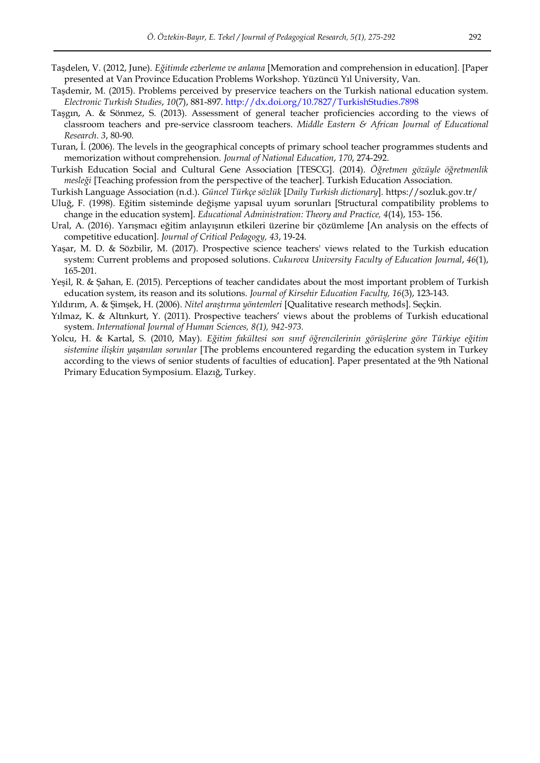Taşdelen, V. (2012, June). *Eğitimde ezberleme ve anlama* [Memoration and comprehension in education]. [Paper presented at Van Province Education Problems Workshop. Yüzüncü Yıl University, Van.

Taşdemir, M. (2015). Problems perceived by preservice teachers on the Turkish national education system. *Electronic Turkish Studies*, *10*(7), 881-897. http://dx.doi.org/10.7827/TurkishStudies.7898

Taşgın, A. & Sönmez, S. (2013). Assessment of general teacher proficiencies according to the views of classroom teachers and pre-service classroom teachers. *Middle Eastern & African Journal of Educational Research*. *3*, 80-90.

Turan, İ. (2006). The levels in the geographical concepts of primary school teacher programmes students and memorization without comprehension. *Journal of National Education*, *170*, 274-292.

Turkish Education Social and Cultural Gene Association [TESCG]. (2014). *Öğretmen gözüyle öğretmenlik mesleği* [Teaching profession from the perspective of the teacher]. Turkish Education Association.

Turkish Language Association (n.d.). *Güncel Türkçe sözlük* [*Daily Turkish dictionary*]. https://sozluk.gov.tr/

Uluğ, F. (1998). Eğitim sisteminde değişme yapısal uyum sorunları [Structural compatibility problems to change in the education system]. *Educational Administration: Theory and Practice, 4*(14), 153- 156.

Ural, A. (2016). Yarışmacı eğitim anlayışının etkileri üzerine bir çözümleme [An analysis on the effects of competitive education]. *Journal of Critical Pedagogy, 43*, 19-24.

Yaşar, M. D. & Sözbilir, M. (2017). Prospective science teachers' views related to the Turkish education system: Current problems and proposed solutions. *Cukurova University Faculty of Education Journal*, *46*(1), 165-201.

Yeşil, R. & Şahan, E. (2015). Perceptions of teacher candidates about the most important problem of Turkish education system, its reason and its solutions. *Journal of Kirsehir Education Faculty, 16*(3), 123-143.

Yıldırım, A. & Şimşek, H. (2006). *Nitel araştırma yöntemleri* [Qualitative research methods]. Seçkin.

Yılmaz, K. & Altınkurt, Y. (2011). Prospective teachers' views about the problems of Turkish educational system. *International Journal of Human Sciences, 8(1), 942-973.*

Yolcu, H. & Kartal, S. (2010, May). *Eğitim fakültesi son sınıf öğrencilerinin görüşlerine göre Türkiye eğitim sistemine ilişkin yaşanılan sorunlar* [The problems encountered regarding the education system in Turkey according to the views of senior students of faculties of education]. Paper presentated at the 9th National Primary Education Symposium. Elazığ, Turkey.